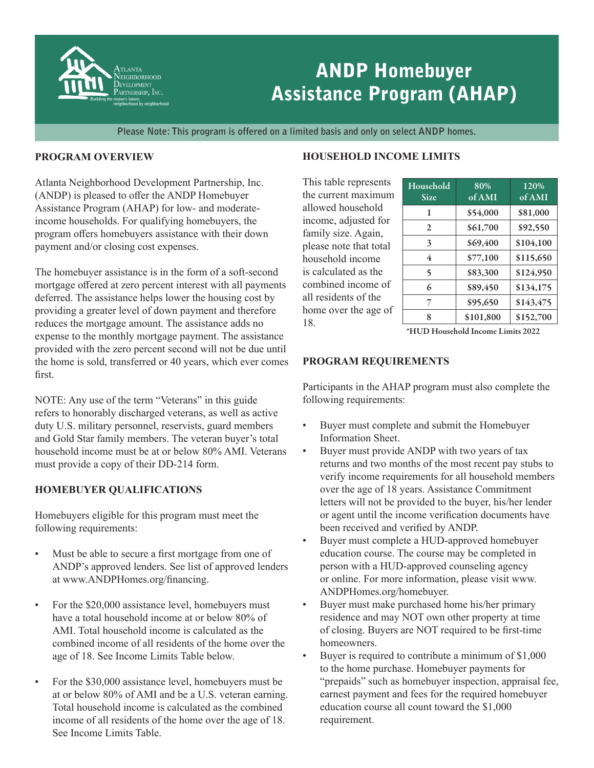Atlanta Neighborhood Development Partnership, Inc.
Building the region's future, neighborhood by neighborhood

# ANDP Homebuyer Assistance Program (AHAP)

Please Note: This program is offered on a limited basis and only on select ANDP homes.

## PROGRAM OVERVIEW

Atlanta Neighborhood Development Partnership, Inc. (ANDP) is pleased to offer the ANDP Homebuyer Assistance Program (AHAP) for low- and moderate-income households. For qualifying homebuyers, the program offers homebuyers assistance with their down payment and/or closing cost expenses.

The homebuyer assistance is in the form of a soft-second mortgage offered at zero percent interest with all payments deferred. The assistance helps lower the housing cost by providing a greater level of down payment and therefore reduces the mortgage amount. The assistance adds no expense to the monthly mortgage payment. The assistance provided with the zero percent second will not be due until the home is sold, transferred or 40 years, which ever comes first.

NOTE: Any use of the term "Veterans" in this guide refers to honorably discharged veterans, as well as active duty U.S. military personnel, reservists, guard members and Gold Star family members. The veteran buyer's total household income must be at or below 80% AMI. Veterans must provide a copy of their DD-214 form.

## HOMEBUYER QUALIFICATIONS

Homebuyers eligible for this program must meet the following requirements:

- Must be able to secure a first mortgage from one of ANDP's approved lenders. See list of approved lenders at www.ANDPHomes.org/financing.
- For the $20,000 assistance level, homebuyers must have a total household income at or below 80% of AMI. Total household income is calculated as the combined income of all residents of the home over the age of 18. See Income Limits Table below.
- For the $30,000 assistance level, homebuyers must be at or below 80% of AMI and be a U.S. veteran earning. Total household income is calculated as the combined income of all residents of the home over the age of 18. See Income Limits Table.

## HOUSEHOLD INCOME LIMITS

This table represents the current maximum allowed household income, adjusted for family size. Again, please note that total household income is calculated as the combined income of all residents of the home over the age of 18.

| Household Size | 80% of AMI | 120% of AMI |
|---|---|---|
| 1 | $54,000 | $81,000 |
| 2 | $61,700 | $92,550 |
| 3 | $69,400 | $104,100 |
| 4 | $77,100 | $115,650 |
| 5 | $83,300 | $124,950 |
| 6 | $89,450 | $134,175 |
| 7 | $95,650 | $143,475 |
| 8 | $101,800 | $152,700 |

*HUD Household Income Limits 2022

## PROGRAM REQUIREMENTS

Participants in the AHAP program must also complete the following requirements:

- Buyer must complete and submit the Homebuyer Information Sheet.
- Buyer must provide ANDP with two years of tax returns and two months of the most recent pay stubs to verify income requirements for all household members over the age of 18 years. Assistance Commitment letters will not be provided to the buyer, his/her lender or agent until the income verification documents have been received and verified by ANDP.
- Buyer must complete a HUD-approved homebuyer education course. The course may be completed in person with a HUD-approved counseling agency or online. For more information, please visit www.ANDPHomes.org/homebuyer.
- Buyer must make purchased home his/her primary residence and may NOT own other property at time of closing. Buyers are NOT required to be first-time homeowners.
- Buyer is required to contribute a minimum of $1,000 to the home purchase. Homebuyer payments for "prepaids" such as homebuyer inspection, appraisal fee, earnest payment and fees for the required homebuyer education course all count toward the $1,000 requirement.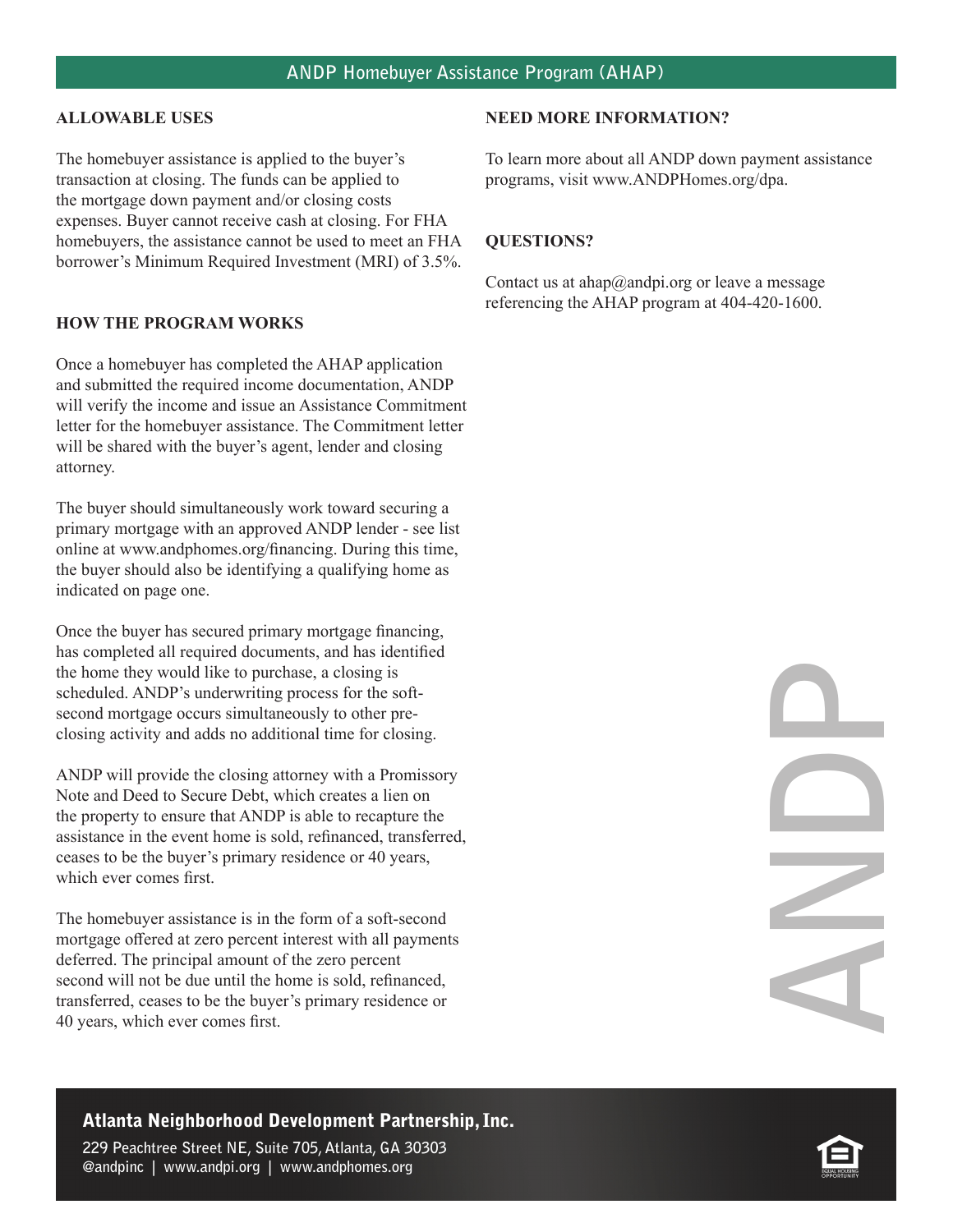# ANDP Homebuyer Assistance Program (AHAP)

## ALLOWABLE USES

The homebuyer assistance is applied to the buyer's transaction at closing. The funds can be applied to the mortgage down payment and/or closing costs expenses. Buyer cannot receive cash at closing. For FHA homebuyers, the assistance cannot be used to meet an FHA borrower's Minimum Required Investment (MRI) of 3.5%.

## HOW THE PROGRAM WORKS

Once a homebuyer has completed the AHAP application and submitted the required income documentation, ANDP will verify the income and issue an Assistance Commitment letter for the homebuyer assistance. The Commitment letter will be shared with the buyer's agent, lender and closing attorney.

The buyer should simultaneously work toward securing a primary mortgage with an approved ANDP lender - see list online at www.andphomes.org/financing. During this time, the buyer should also be identifying a qualifying home as indicated on page one.

Once the buyer has secured primary mortgage financing, has completed all required documents, and has identified the home they would like to purchase, a closing is scheduled. ANDP's underwriting process for the soft-second mortgage occurs simultaneously to other pre-closing activity and adds no additional time for closing.

ANDP will provide the closing attorney with a Promissory Note and Deed to Secure Debt, which creates a lien on the property to ensure that ANDP is able to recapture the assistance in the event home is sold, refinanced, transferred, ceases to be the buyer's primary residence or 40 years, which ever comes first.

The homebuyer assistance is in the form of a soft-second mortgage offered at zero percent interest with all payments deferred. The principal amount of the zero percent second will not be due until the home is sold, refinanced, transferred, ceases to be the buyer's primary residence or 40 years, which ever comes first.

## NEED MORE INFORMATION?

To learn more about all ANDP down payment assistance programs, visit www.ANDPHomes.org/dpa.

## QUESTIONS?

Contact us at ahap@andpi.org or leave a message referencing the AHAP program at 404-420-1600.

ANDP

**Atlanta Neighborhood Development Partnership, Inc.**

229 Peachtree Street NE, Suite 705, Atlanta, GA 30303
@andpinc | www.andpi.org | www.andphomes.org